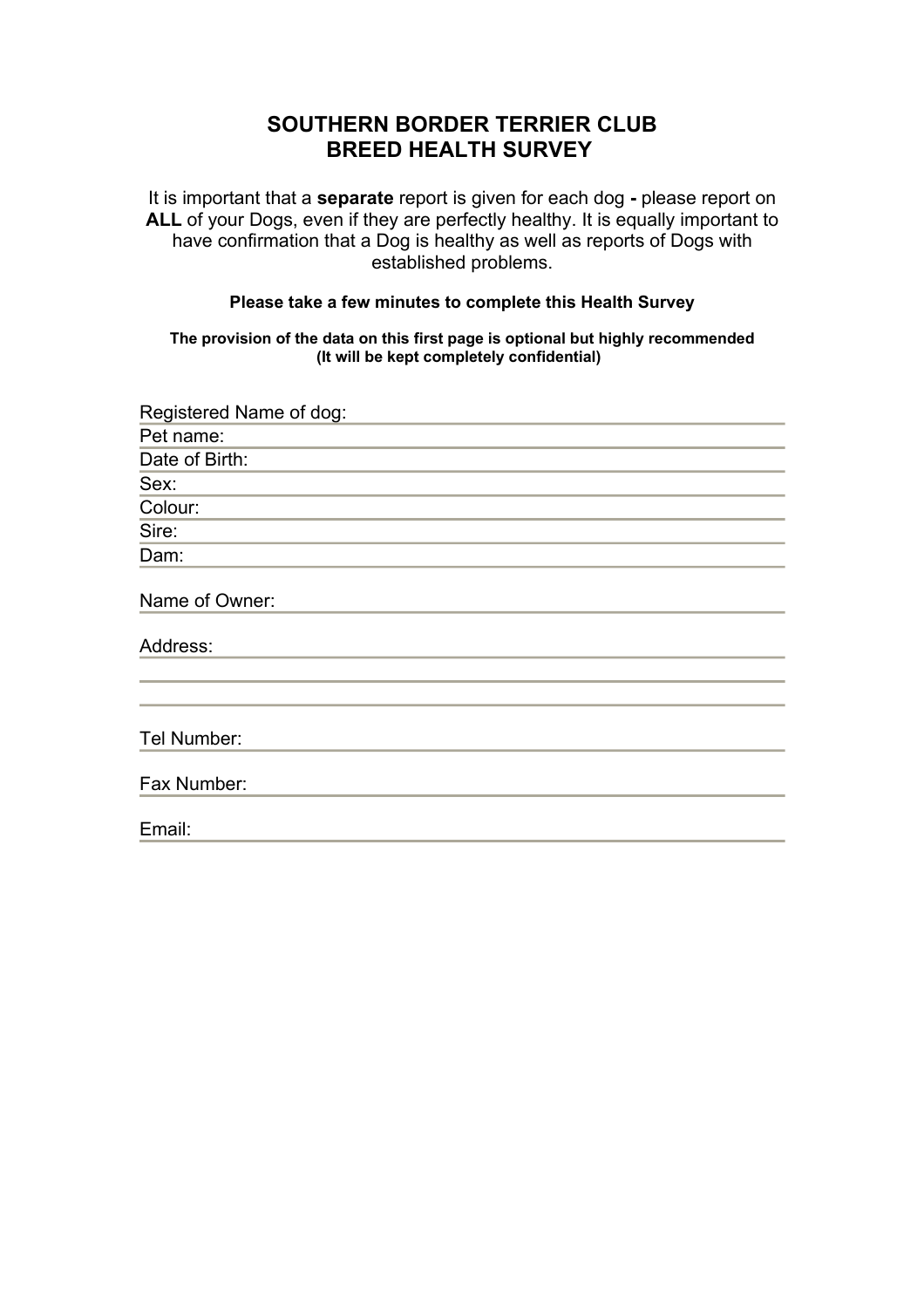# SOUTHERN BORDER TERRIER CLUB
# BREED HEALTH SURVEY

It is important that a **separate** report is given for each dog **-** please report on **ALL** of your Dogs, even if they are perfectly healthy. It is equally important to have confirmation that a Dog is healthy as well as reports of Dogs with established problems.

**Please take a few minutes to complete this Health Survey**

**The provision of the data on this first page is optional but highly recommended**
**(It will be kept completely confidential)**

Registered Name of dog: \_\_\_\_\_\_\_\_\_\_\_\_\_\_\_\_\_\_\_\_

Pet name: \_\_\_\_\_\_\_\_\_\_\_\_\_\_\_\_\_\_\_\_

Date of Birth: \_\_\_\_\_\_\_\_\_\_\_\_\_\_\_\_\_\_\_\_

Sex: \_\_\_\_\_\_\_\_\_\_\_\_\_\_\_\_\_\_\_\_

Colour: \_\_\_\_\_\_\_\_\_\_\_\_\_\_\_\_\_\_\_\_

Sire: \_\_\_\_\_\_\_\_\_\_\_\_\_\_\_\_\_\_\_\_

Dam: \_\_\_\_\_\_\_\_\_\_\_\_\_\_\_\_\_\_\_\_

Name of Owner: \_\_\_\_\_\_\_\_\_\_\_\_\_\_\_\_\_\_\_\_

Address: \_\_\_\_\_\_\_\_\_\_\_\_\_\_\_\_\_\_\_\_

\_\_\_\_\_\_\_\_\_\_\_\_\_\_\_\_\_\_\_\_

\_\_\_\_\_\_\_\_\_\_\_\_\_\_\_\_\_\_\_\_

Tel Number: \_\_\_\_\_\_\_\_\_\_\_\_\_\_\_\_\_\_\_\_

Fax Number: \_\_\_\_\_\_\_\_\_\_\_\_\_\_\_\_\_\_\_\_

Email: \_\_\_\_\_\_\_\_\_\_\_\_\_\_\_\_\_\_\_\_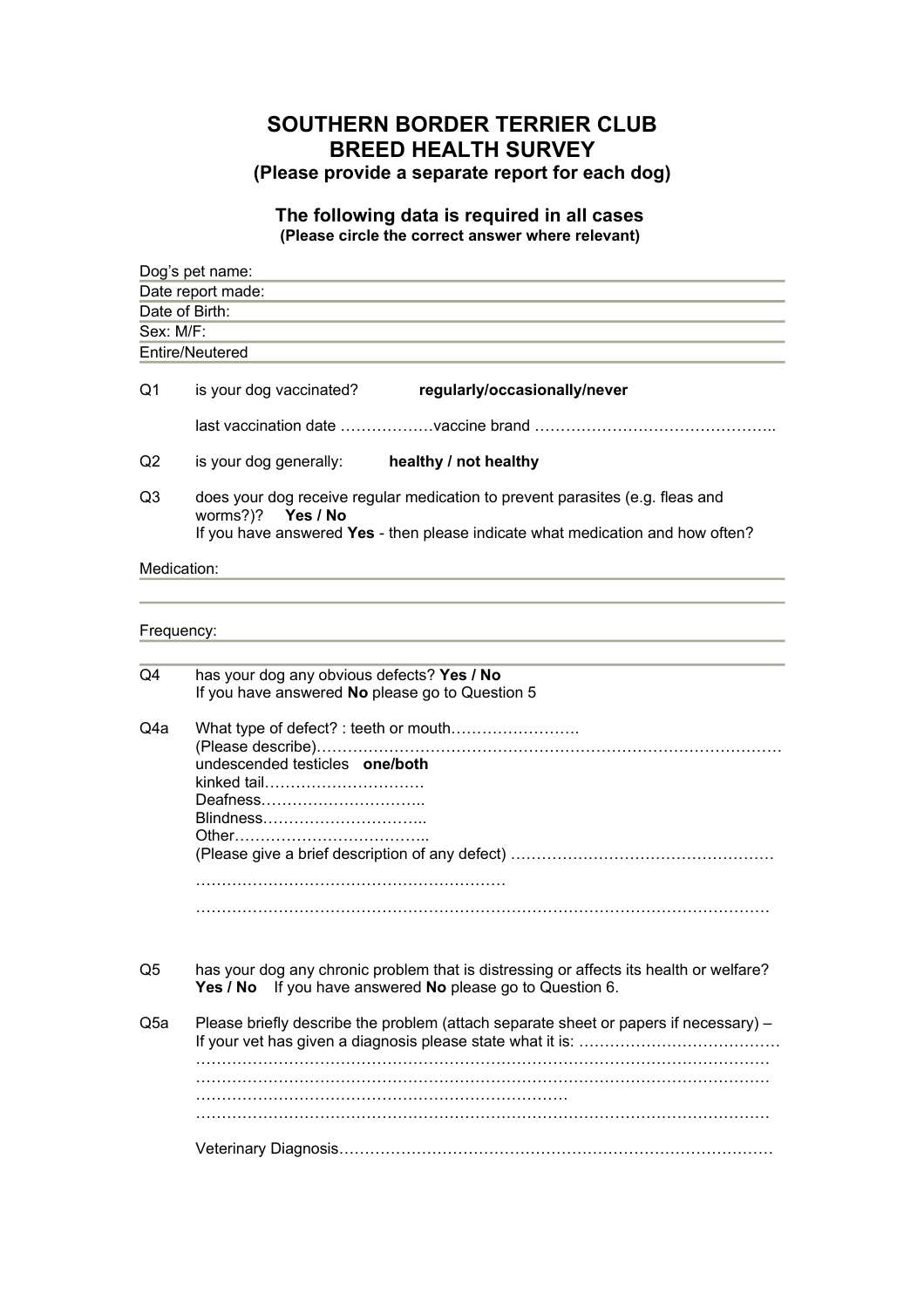# SOUTHERN BORDER TERRIER CLUB
# BREED HEALTH SURVEY
### (Please provide a separate report for each dog)

### The following data is required in all cases
**(Please circle the correct answer where relevant)**

Dog's pet name:

Date report made:

Date of Birth:

Sex: M/F:

Entire/Neutered

Q1 is your dog vaccinated? **regularly/occasionally/never**

last vaccination date ………………vaccine brand ………………………………………..

Q2 is your dog generally: **healthy / not healthy**

Q3 does your dog receive regular medication to prevent parasites (e.g. fleas and worms?)? **Yes / No**
If you have answered **Yes** - then please indicate what medication and how often?

Medication:

Frequency:

Q4 has your dog any obvious defects? **Yes / No**
If you have answered **No** please go to Question 5

Q4a What type of defect? : teeth or mouth…………………….
(Please describe)………………………………………………………………………………
undescended testicles **one/both**
kinked tail………………………….
Deafness…………………………..
Blindness…………………………..
Other………………………………..
(Please give a brief description of any defect) ……………………………………………
……………………………………………………
……………………………………………………………………………………………………

Q5 has your dog any chronic problem that is distressing or affects its health or welfare? **Yes / No** If you have answered **No** please go to Question 6.

Q5a Please briefly describe the problem (attach separate sheet or papers if necessary) –
If your vet has given a diagnosis please state what it is: …………………………………
……………………………………………………………………………………………………
……………………………………………………………………………………………………
………………………………………………………………
……………………………………………………………………………………………………

Veterinary Diagnosis…………………………………………………………………………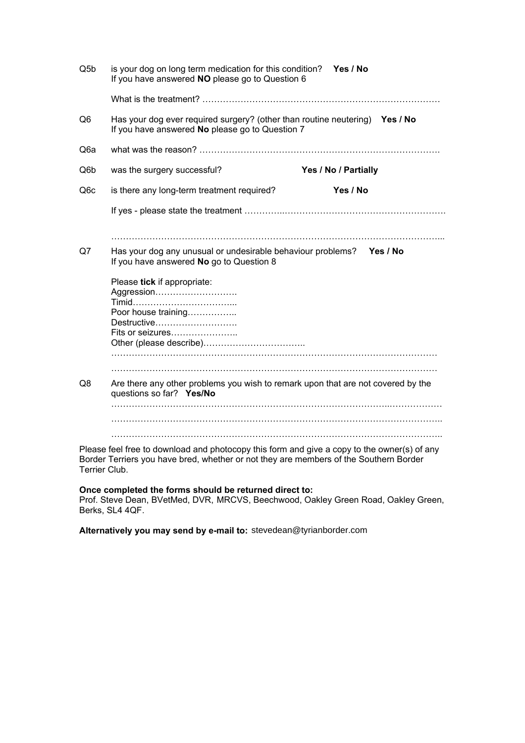Q5b is your dog on long term medication for this condition? **Yes / No**
If you have answered **NO** please go to Question 6

What is the treatment? ……………………………………………………………………

Q6 Has your dog ever required surgery? (other than routine neutering) **Yes / No**
If you have answered **No** please go to Question 7

Q6a what was the reason? ……………………………………………………………………

Q6b was the surgery successful? **Yes / No / Partially**

Q6c is there any long-term treatment required? **Yes / No**

If yes - please state the treatment ……………………………………………………………

……………………………………………………………………………………………………

Q7 Has your dog any unusual or undesirable behaviour problems? **Yes / No**
If you have answered **No** go to Question 8

Please **tick** if appropriate:
Aggression……………………….
Timid……………………………..
Poor house training……………..
Destructive……………………….
Fits or seizures…………………..
Other (please describe)……………………………..
……………………………………………………………………………………………………
……………………………………………………………………………………………………

Q8 Are there any other problems you wish to remark upon that are not covered by the questions so far? **Yes/No**
……………………………………………………………………………………………………
……………………………………………………………………………………………………
……………………………………………………………………………………………………

Please feel free to download and photocopy this form and give a copy to the owner(s) of any Border Terriers you have bred, whether or not they are members of the Southern Border Terrier Club.

**Once completed the forms should be returned direct to:**
Prof. Steve Dean, BVetMed, DVR, MRCVS, Beechwood, Oakley Green Road, Oakley Green, Berks, SL4 4QF.

**Alternatively you may send by e-mail to:** stevedean@tyrianborder.com